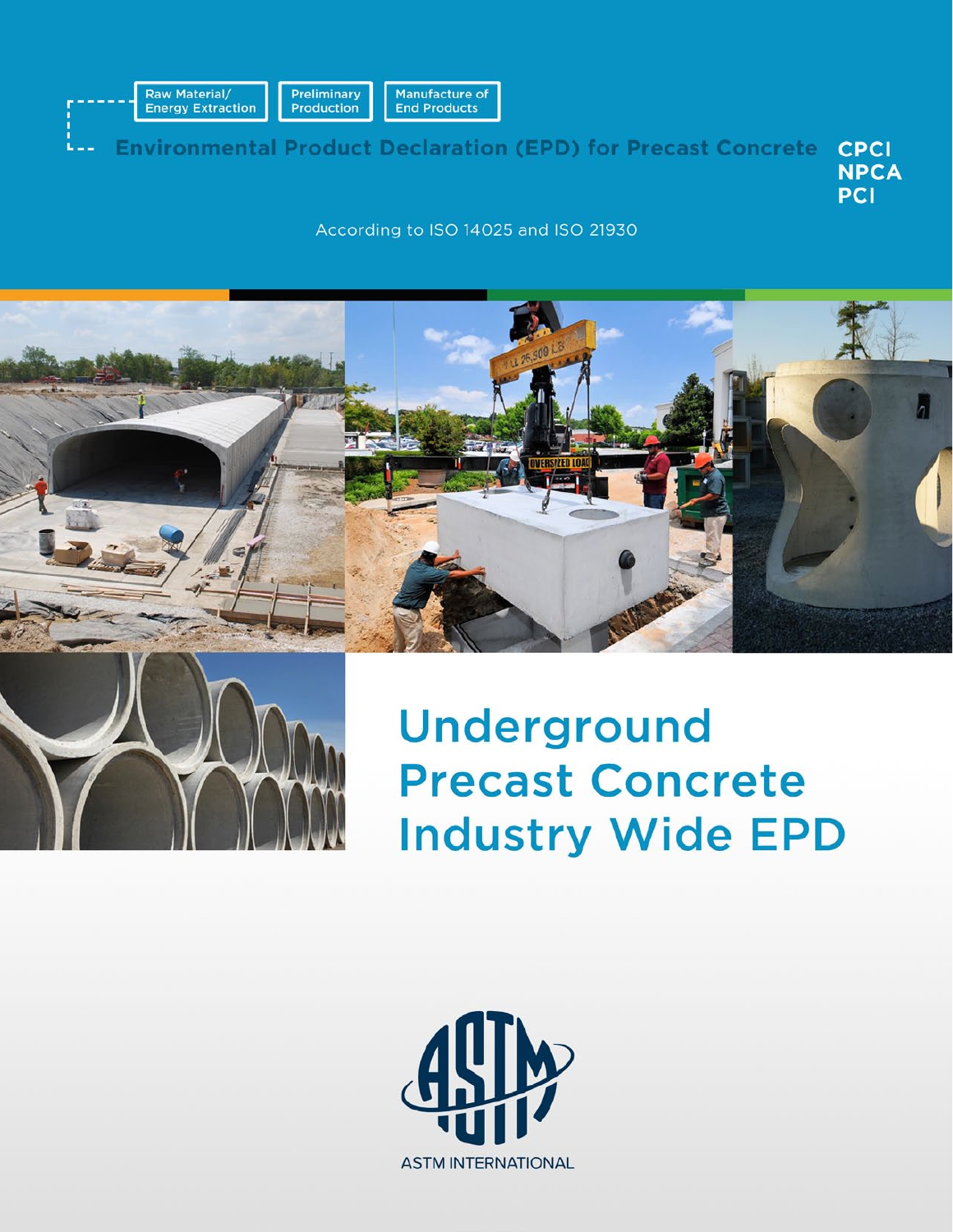Raw Material/ Energy Extraction

Preliminary Production

Manufacture of End Products

**Environmental Product Declaration (EPD) for Precast Concrete**

**CPCI**
**NPCA**
**PCI**

According to ISO 14025 and ISO 21930

# Underground Precast Concrete Industry Wide EPD

ASTM INTERNATIONAL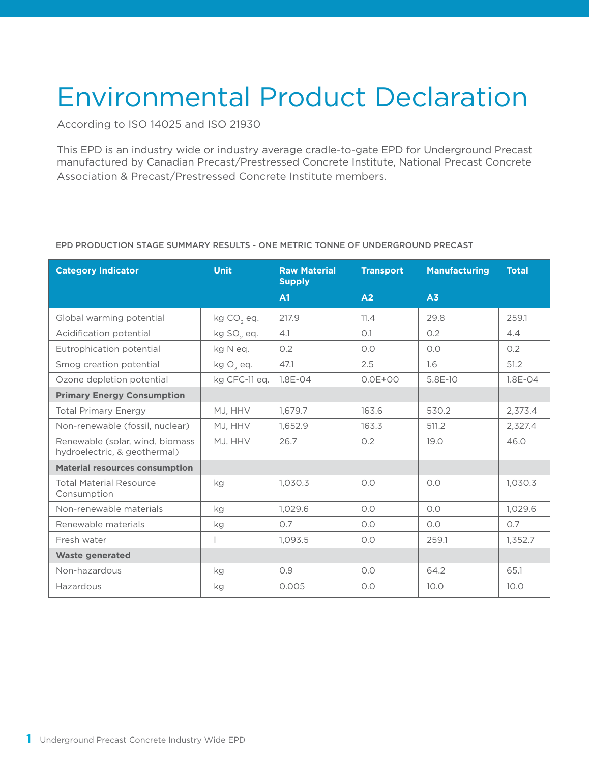# Environmental Product Declaration

According to ISO 14025 and ISO 21930

This EPD is an industry wide or industry average cradle-to-gate EPD for Underground Precast manufactured by Canadian Precast/Prestressed Concrete Institute, National Precast Concrete Association & Precast/Prestressed Concrete Institute members.

EPD PRODUCTION STAGE SUMMARY RESULTS - ONE METRIC TONNE OF UNDERGROUND PRECAST

| Category Indicator | Unit | Raw Material Supply | Transport | Manufacturing | Total |
|---|---|---|---|---|---|
| | | A1 | A2 | A3 | |
| Global warming potential | kg $CO_2$ eq. | 217.9 | 11.4 | 29.8 | 259.1 |
| Acidification potential | kg $SO_2$ eq. | 4.1 | 0.1 | 0.2 | 4.4 |
| Eutrophication potential | kg N eq. | 0.2 | 0.0 | 0.0 | 0.2 |
| Smog creation potential | kg $O_3$ eq. | 47.1 | 2.5 | 1.6 | 51.2 |
| Ozone depletion potential | kg CFC-11 eq. | 1.8E-04 | 0.0E+00 | 5.8E-10 | 1.8E-04 |
| **Primary Energy Consumption** | | | | | |
| Total Primary Energy | MJ, HHV | 1,679.7 | 163.6 | 530.2 | 2,373.4 |
| Non-renewable (fossil, nuclear) | MJ, HHV | 1,652.9 | 163.3 | 511.2 | 2,327.4 |
| Renewable (solar, wind, biomass hydroelectric, & geothermal) | MJ, HHV | 26.7 | 0.2 | 19.0 | 46.0 |
| **Material resources consumption** | | | | | |
| Total Material Resource Consumption | kg | 1,030.3 | 0.0 | 0.0 | 1,030.3 |
| Non-renewable materials | kg | 1,029.6 | 0.0 | 0.0 | 1,029.6 |
| Renewable materials | kg | 0.7 | 0.0 | 0.0 | 0.7 |
| Fresh water | l | 1,093.5 | 0.0 | 259.1 | 1,352.7 |
| **Waste generated** | | | | | |
| Non-hazardous | kg | 0.9 | 0.0 | 64.2 | 65.1 |
| Hazardous | kg | 0.005 | 0.0 | 10.0 | 10.0 |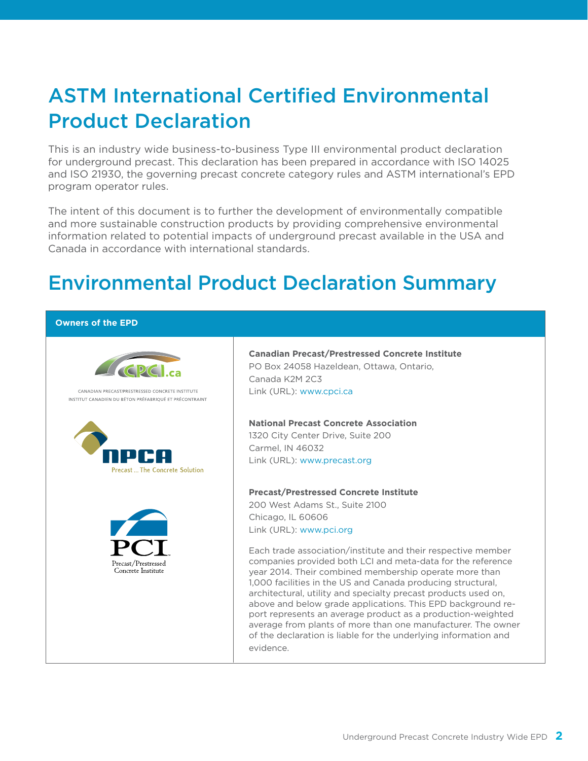# ASTM International Certified Environmental Product Declaration

This is an industry wide business-to-business Type III environmental product declaration for underground precast. This declaration has been prepared in accordance with ISO 14025 and ISO 21930, the governing precast concrete category rules and ASTM international's EPD program operator rules.

The intent of this document is to further the development of environmentally compatible and more sustainable construction products by providing comprehensive environmental information related to potential impacts of underground precast available in the USA and Canada in accordance with international standards.

# Environmental Product Declaration Summary

| Owners of the EPD | |
|---|---|
| CPCI.ca — CANADIAN PRECAST/PRESTRESSED CONCRETE INSTITUTE / INSTITUT CANADIEN DU BÉTON PRÉFABRIQUÉ ET PRÉCONTRAINT | **Canadian Precast/Prestressed Concrete Institute**<br>PO Box 24058 Hazeldean, Ottawa, Ontario, Canada K2M 2C3<br>Link (URL): www.cpci.ca |
| NPCA — Precast ... The Concrete Solution | **National Precast Concrete Association**<br>1320 City Center Drive, Suite 200<br>Carmel, IN 46032<br>Link (URL): www.precast.org |
| PCI — Precast/Prestressed Concrete Institute | **Precast/Prestressed Concrete Institute**<br>200 West Adams St., Suite 2100<br>Chicago, IL 60606<br>Link (URL): www.pci.org<br><br>Each trade association/institute and their respective member companies provided both LCI and meta-data for the reference year 2014. Their combined membership operate more than 1,000 facilities in the US and Canada producing structural, architectural, utility and specialty precast products used on, above and below grade applications. This EPD background report represents an average product as a production-weighted average from plants of more than one manufacturer. The owner of the declaration is liable for the underlying information and evidence. |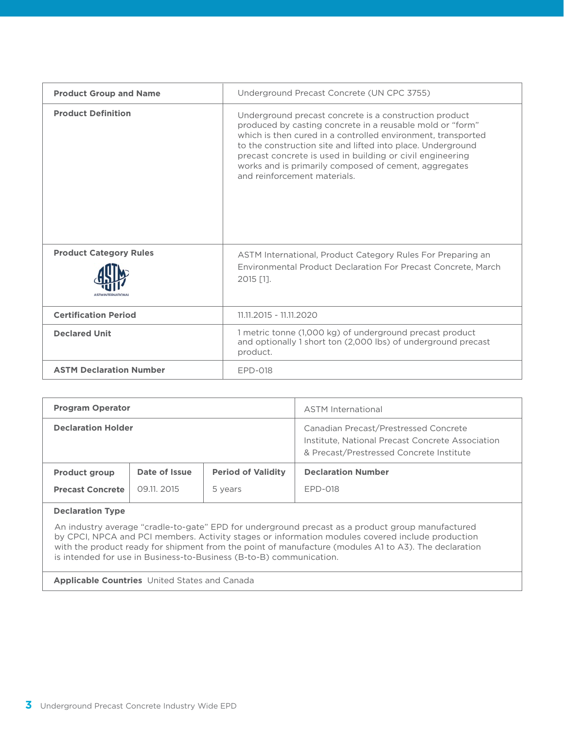| Product Group and Name | Underground Precast Concrete (UN CPC 3755) |
|---|---|
| **Product Definition** | Underground precast concrete is a construction product produced by casting concrete in a reusable mold or "form" which is then cured in a controlled environment, transported to the construction site and lifted into place. Underground precast concrete is used in building or civil engineering works and is primarily composed of cement, aggregates and reinforcement materials. |
| **Product Category Rules** | ASTM International, Product Category Rules For Preparing an Environmental Product Declaration For Precast Concrete, March 2015 [1]. |
| **Certification Period** | 11.11.2015 - 11.11.2020 |
| **Declared Unit** | 1 metric tonne (1,000 kg) of underground precast product and optionally 1 short ton (2,000 lbs) of underground precast product. |
| **ASTM Declaration Number** | EPD-018 |

| Program Operator | | | ASTM International |
|---|---|---|---|
| **Declaration Holder** | | | Canadian Precast/Prestressed Concrete Institute, National Precast Concrete Association & Precast/Prestressed Concrete Institute |
| **Product group** | **Date of Issue** | **Period of Validity** | **Declaration Number** |
| **Precast Concrete** | 09.11. 2015 | 5 years | EPD-018 |

**Declaration Type**

An industry average "cradle-to-gate" EPD for underground precast as a product group manufactured by CPCI, NPCA and PCI members. Activity stages or information modules covered include production with the product ready for shipment from the point of manufacture (modules A1 to A3). The declaration is intended for use in Business-to-Business (B-to-B) communication.

**Applicable Countries** United States and Canada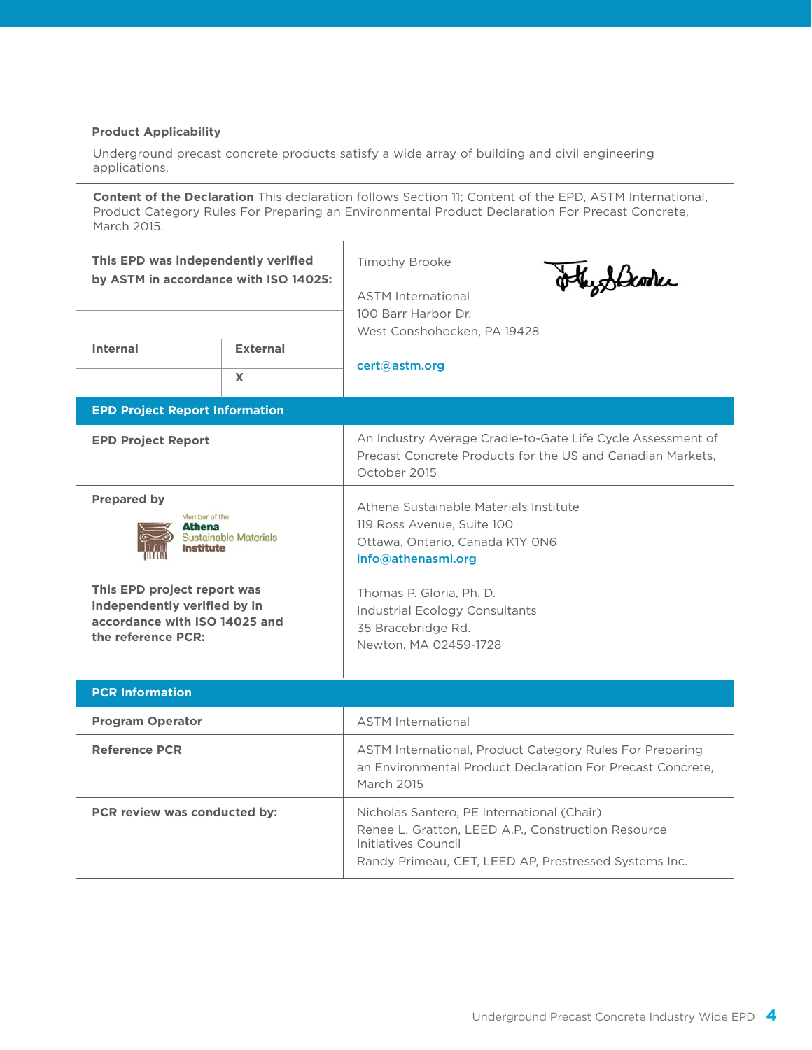**Product Applicability**

Underground precast concrete products satisfy a wide array of building and civil engineering applications.

**Content of the Declaration** This declaration follows Section 11; Content of the EPD, ASTM International, Product Category Rules For Preparing an Environmental Product Declaration For Precast Concrete, March 2015.

| This EPD was independently verified by ASTM in accordance with ISO 14025: | | Timothy Brooke<br><br>ASTM International<br>100 Barr Harbor Dr.<br>West Conshohocken, PA 19428<br><br>cert@astm.org |
|---|---|---|
| **Internal** | **External** | |
| | X | |

| **EPD Project Report Information** | |
|---|---|
| **EPD Project Report** | An Industry Average Cradle-to-Gate Life Cycle Assessment of Precast Concrete Products for the US and Canadian Markets, October 2015 |
| **Prepared by**<br>Member of the Athena Sustainable Materials Institute | Athena Sustainable Materials Institute<br>119 Ross Avenue, Suite 100<br>Ottawa, Ontario, Canada K1Y 0N6<br>info@athenasmi.org |
| **This EPD project report was independently verified by in accordance with ISO 14025 and the reference PCR:** | Thomas P. Gloria, Ph. D.<br>Industrial Ecology Consultants<br>35 Bracebridge Rd.<br>Newton, MA 02459-1728 |

| **PCR Information** | |
|---|---|
| **Program Operator** | ASTM International |
| **Reference PCR** | ASTM International, Product Category Rules For Preparing an Environmental Product Declaration For Precast Concrete, March 2015 |
| **PCR review was conducted by:** | Nicholas Santero, PE International (Chair)<br>Renee L. Gratton, LEED A.P., Construction Resource Initiatives Council<br>Randy Primeau, CET, LEED AP, Prestressed Systems Inc. |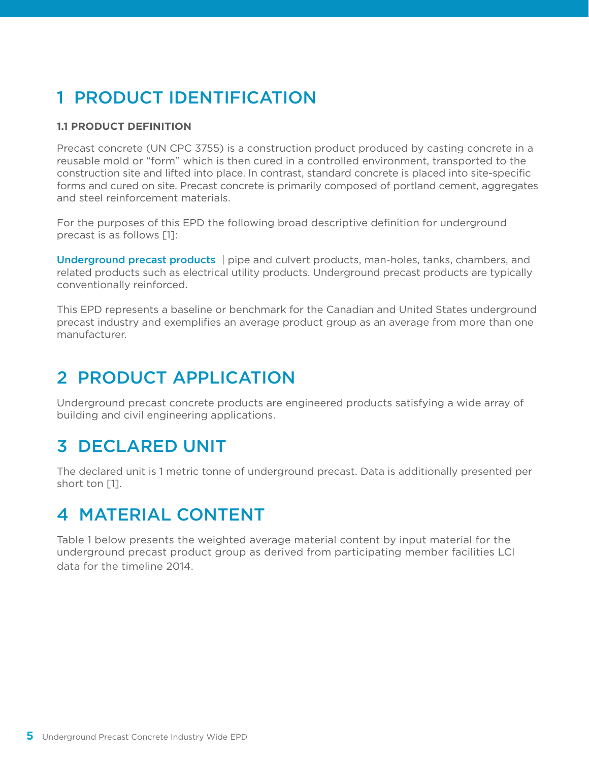# 1 PRODUCT IDENTIFICATION

### 1.1 PRODUCT DEFINITION

Precast concrete (UN CPC 3755) is a construction product produced by casting concrete in a reusable mold or "form" which is then cured in a controlled environment, transported to the construction site and lifted into place. In contrast, standard concrete is placed into site-specific forms and cured on site. Precast concrete is primarily composed of portland cement, aggregates and steel reinforcement materials.

For the purposes of this EPD the following broad descriptive definition for underground precast is as follows [1]:

**Underground precast products** | pipe and culvert products, man-holes, tanks, chambers, and related products such as electrical utility products. Underground precast products are typically conventionally reinforced.

This EPD represents a baseline or benchmark for the Canadian and United States underground precast industry and exemplifies an average product group as an average from more than one manufacturer.

# 2 PRODUCT APPLICATION

Underground precast concrete products are engineered products satisfying a wide array of building and civil engineering applications.

# 3 DECLARED UNIT

The declared unit is 1 metric tonne of underground precast. Data is additionally presented per short ton [1].

# 4 MATERIAL CONTENT

Table 1 below presents the weighted average material content by input material for the underground precast product group as derived from participating member facilities LCI data for the timeline 2014.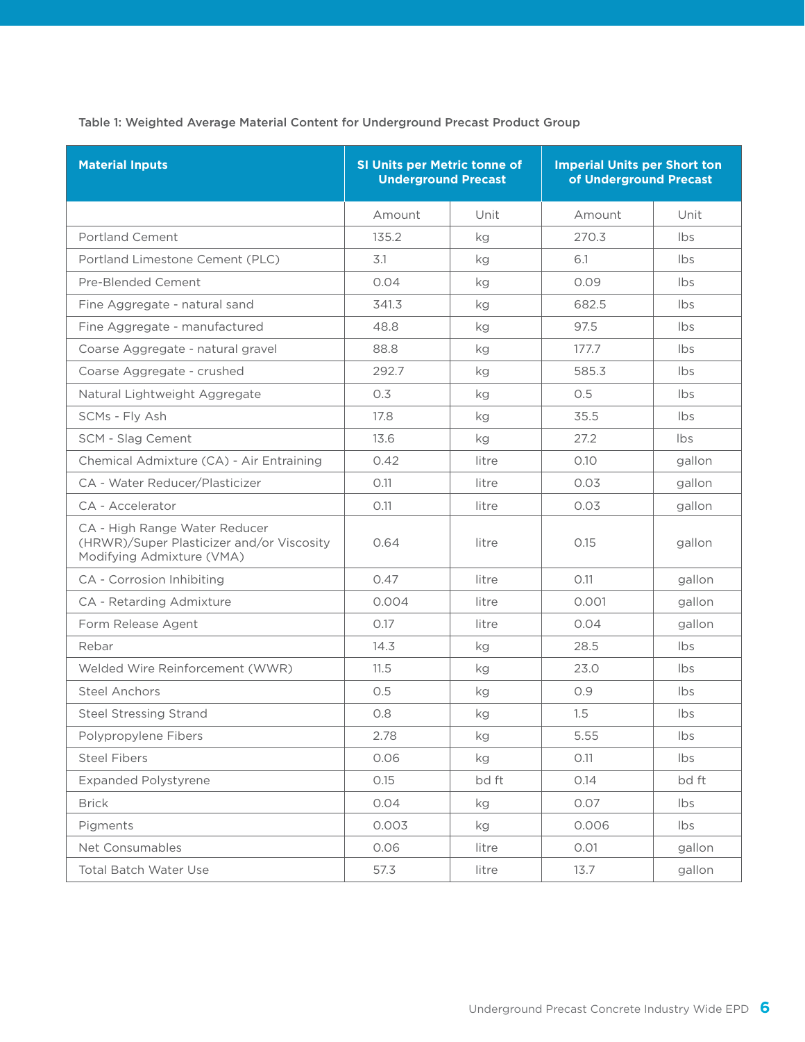Table 1: Weighted Average Material Content for Underground Precast Product Group

| Material Inputs | SI Units per Metric tonne of Underground Precast | | Imperial Units per Short ton of Underground Precast | |
|---|---|---|---|---|
| | Amount | Unit | Amount | Unit |
| Portland Cement | 135.2 | kg | 270.3 | lbs |
| Portland Limestone Cement (PLC) | 3.1 | kg | 6.1 | lbs |
| Pre-Blended Cement | 0.04 | kg | 0.09 | lbs |
| Fine Aggregate - natural sand | 341.3 | kg | 682.5 | lbs |
| Fine Aggregate - manufactured | 48.8 | kg | 97.5 | lbs |
| Coarse Aggregate - natural gravel | 88.8 | kg | 177.7 | lbs |
| Coarse Aggregate - crushed | 292.7 | kg | 585.3 | lbs |
| Natural Lightweight Aggregate | 0.3 | kg | 0.5 | lbs |
| SCMs - Fly Ash | 17.8 | kg | 35.5 | lbs |
| SCM - Slag Cement | 13.6 | kg | 27.2 | lbs |
| Chemical Admixture (CA) - Air Entraining | 0.42 | litre | 0.10 | gallon |
| CA - Water Reducer/Plasticizer | 0.11 | litre | 0.03 | gallon |
| CA - Accelerator | 0.11 | litre | 0.03 | gallon |
| CA - High Range Water Reducer (HRWR)/Super Plasticizer and/or Viscosity Modifying Admixture (VMA) | 0.64 | litre | 0.15 | gallon |
| CA - Corrosion Inhibiting | 0.47 | litre | 0.11 | gallon |
| CA - Retarding Admixture | 0.004 | litre | 0.001 | gallon |
| Form Release Agent | 0.17 | litre | 0.04 | gallon |
| Rebar | 14.3 | kg | 28.5 | lbs |
| Welded Wire Reinforcement (WWR) | 11.5 | kg | 23.0 | lbs |
| Steel Anchors | 0.5 | kg | 0.9 | lbs |
| Steel Stressing Strand | 0.8 | kg | 1.5 | lbs |
| Polypropylene Fibers | 2.78 | kg | 5.55 | lbs |
| Steel Fibers | 0.06 | kg | 0.11 | lbs |
| Expanded Polystyrene | 0.15 | bd ft | 0.14 | bd ft |
| Brick | 0.04 | kg | 0.07 | lbs |
| Pigments | 0.003 | kg | 0.006 | lbs |
| Net Consumables | 0.06 | litre | 0.01 | gallon |
| Total Batch Water Use | 57.3 | litre | 13.7 | gallon |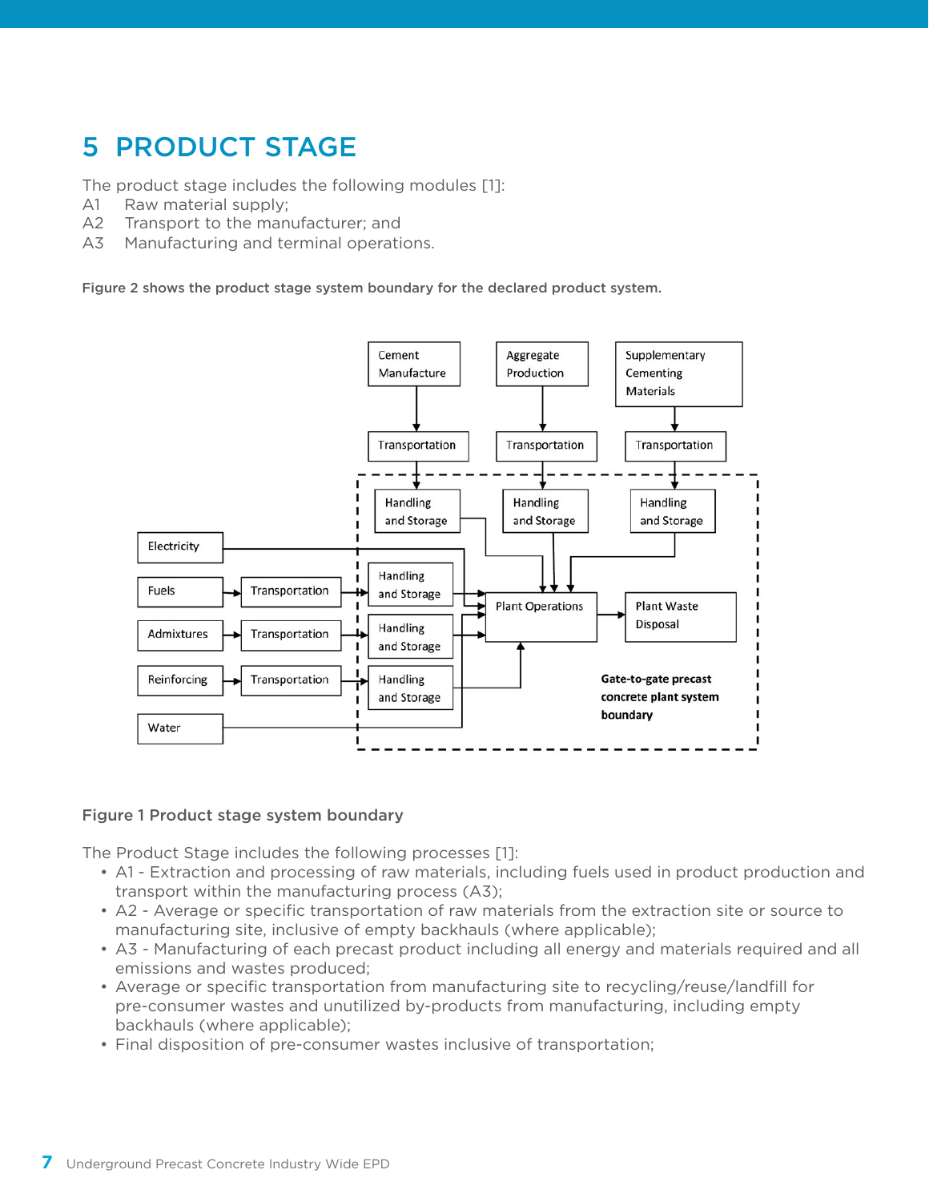# 5 PRODUCT STAGE

The product stage includes the following modules [1]:

A1 Raw material supply;
A2 Transport to the manufacturer; and
A3 Manufacturing and terminal operations.

**Figure 2 shows the product stage system boundary for the declared product system.**

**Figure 1 Product stage system boundary**

The Product Stage includes the following processes [1]:

- A1 - Extraction and processing of raw materials, including fuels used in product production and transport within the manufacturing process (A3);
- A2 - Average or specific transportation of raw materials from the extraction site or source to manufacturing site, inclusive of empty backhauls (where applicable);
- A3 - Manufacturing of each precast product including all energy and materials required and all emissions and wastes produced;
- Average or specific transportation from manufacturing site to recycling/reuse/landfill for pre-consumer wastes and unutilized by-products from manufacturing, including empty backhauls (where applicable);
- Final disposition of pre-consumer wastes inclusive of transportation;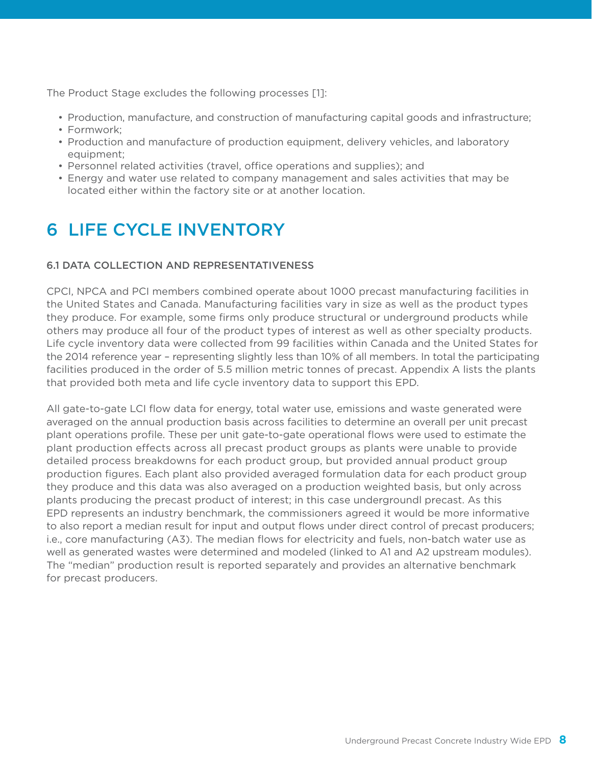The Product Stage excludes the following processes [1]:

- Production, manufacture, and construction of manufacturing capital goods and infrastructure;
- Formwork;
- Production and manufacture of production equipment, delivery vehicles, and laboratory equipment;
- Personnel related activities (travel, office operations and supplies); and
- Energy and water use related to company management and sales activities that may be located either within the factory site or at another location.

# 6 LIFE CYCLE INVENTORY

### 6.1 DATA COLLECTION AND REPRESENTATIVENESS

CPCI, NPCA and PCI members combined operate about 1000 precast manufacturing facilities in the United States and Canada. Manufacturing facilities vary in size as well as the product types they produce. For example, some firms only produce structural or underground products while others may produce all four of the product types of interest as well as other specialty products. Life cycle inventory data were collected from 99 facilities within Canada and the United States for the 2014 reference year – representing slightly less than 10% of all members. In total the participating facilities produced in the order of 5.5 million metric tonnes of precast. Appendix A lists the plants that provided both meta and life cycle inventory data to support this EPD.

All gate-to-gate LCI flow data for energy, total water use, emissions and waste generated were averaged on the annual production basis across facilities to determine an overall per unit precast plant operations profile. These per unit gate-to-gate operational flows were used to estimate the plant production effects across all precast product groups as plants were unable to provide detailed process breakdowns for each product group, but provided annual product group production figures. Each plant also provided averaged formulation data for each product group they produce and this data was also averaged on a production weighted basis, but only across plants producing the precast product of interest; in this case undergroundl precast. As this EPD represents an industry benchmark, the commissioners agreed it would be more informative to also report a median result for input and output flows under direct control of precast producers; i.e., core manufacturing (A3). The median flows for electricity and fuels, non-batch water use as well as generated wastes were determined and modeled (linked to A1 and A2 upstream modules). The "median" production result is reported separately and provides an alternative benchmark for precast producers.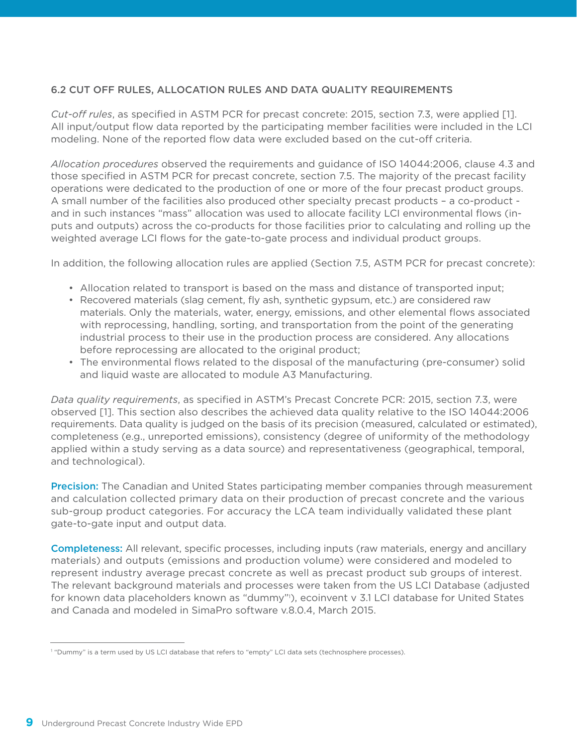### 6.2 CUT OFF RULES, ALLOCATION RULES AND DATA QUALITY REQUIREMENTS

*Cut-off rules*, as specified in ASTM PCR for precast concrete: 2015, section 7.3, were applied [1]. All input/output flow data reported by the participating member facilities were included in the LCI modeling. None of the reported flow data were excluded based on the cut-off criteria.

*Allocation procedures* observed the requirements and guidance of ISO 14044:2006, clause 4.3 and those specified in ASTM PCR for precast concrete, section 7.5. The majority of the precast facility operations were dedicated to the production of one or more of the four precast product groups. A small number of the facilities also produced other specialty precast products – a co-product - and in such instances "mass" allocation was used to allocate facility LCI environmental flows (inputs and outputs) across the co-products for those facilities prior to calculating and rolling up the weighted average LCI flows for the gate-to-gate process and individual product groups.

In addition, the following allocation rules are applied (Section 7.5, ASTM PCR for precast concrete):

- Allocation related to transport is based on the mass and distance of transported input;
- Recovered materials (slag cement, fly ash, synthetic gypsum, etc.) are considered raw materials. Only the materials, water, energy, emissions, and other elemental flows associated with reprocessing, handling, sorting, and transportation from the point of the generating industrial process to their use in the production process are considered. Any allocations before reprocessing are allocated to the original product;
- The environmental flows related to the disposal of the manufacturing (pre-consumer) solid and liquid waste are allocated to module A3 Manufacturing.

*Data quality requirements*, as specified in ASTM's Precast Concrete PCR: 2015, section 7.3, were observed [1]. This section also describes the achieved data quality relative to the ISO 14044:2006 requirements. Data quality is judged on the basis of its precision (measured, calculated or estimated), completeness (e.g., unreported emissions), consistency (degree of uniformity of the methodology applied within a study serving as a data source) and representativeness (geographical, temporal, and technological).

**Precision:** The Canadian and United States participating member companies through measurement and calculation collected primary data on their production of precast concrete and the various sub-group product categories. For accuracy the LCA team individually validated these plant gate-to-gate input and output data.

**Completeness:** All relevant, specific processes, including inputs (raw materials, energy and ancillary materials) and outputs (emissions and production volume) were considered and modeled to represent industry average precast concrete as well as precast product sub groups of interest. The relevant background materials and processes were taken from the US LCI Database (adjusted for known data placeholders known as "dummy"[1]), ecoinvent v 3.1 LCI database for United States and Canada and modeled in SimaPro software v.8.0.4, March 2015.

[1] "Dummy" is a term used by US LCI database that refers to "empty" LCI data sets (technosphere processes).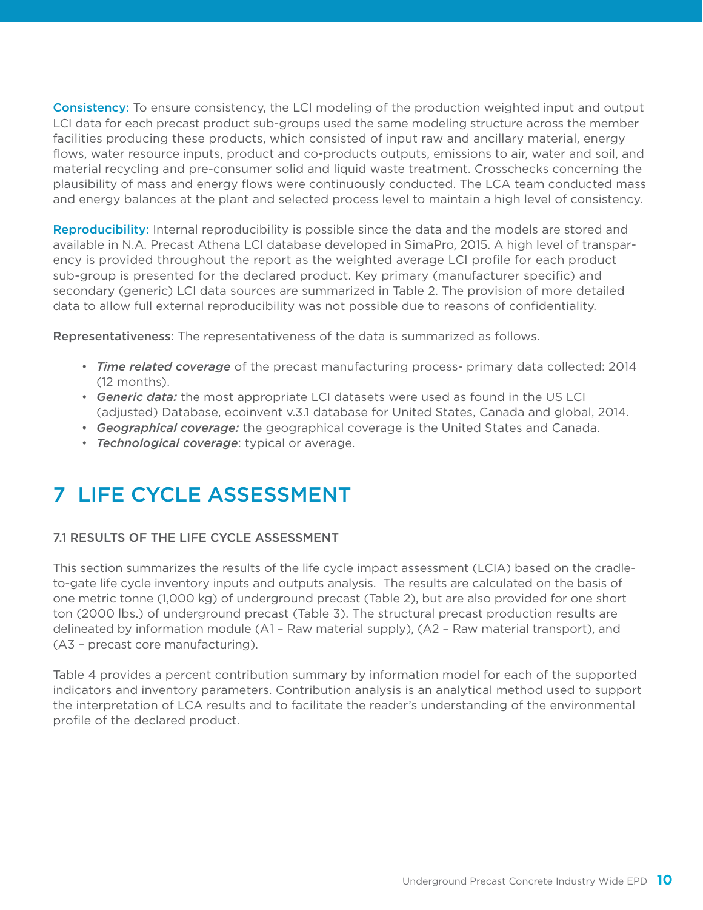**Consistency:** To ensure consistency, the LCI modeling of the production weighted input and output LCI data for each precast product sub-groups used the same modeling structure across the member facilities producing these products, which consisted of input raw and ancillary material, energy flows, water resource inputs, product and co-products outputs, emissions to air, water and soil, and material recycling and pre-consumer solid and liquid waste treatment. Crosschecks concerning the plausibility of mass and energy flows were continuously conducted. The LCA team conducted mass and energy balances at the plant and selected process level to maintain a high level of consistency.

**Reproducibility:** Internal reproducibility is possible since the data and the models are stored and available in N.A. Precast Athena LCI database developed in SimaPro, 2015. A high level of transparency is provided throughout the report as the weighted average LCI profile for each product sub-group is presented for the declared product. Key primary (manufacturer specific) and secondary (generic) LCI data sources are summarized in Table 2. The provision of more detailed data to allow full external reproducibility was not possible due to reasons of confidentiality.

**Representativeness:** The representativeness of the data is summarized as follows.

- *Time related coverage* of the precast manufacturing process- primary data collected: 2014 (12 months).
- *Generic data:* the most appropriate LCI datasets were used as found in the US LCI (adjusted) Database, ecoinvent v.3.1 database for United States, Canada and global, 2014.
- *Geographical coverage:* the geographical coverage is the United States and Canada.
- *Technological coverage*: typical or average.

# 7 LIFE CYCLE ASSESSMENT

## 7.1 RESULTS OF THE LIFE CYCLE ASSESSMENT

This section summarizes the results of the life cycle impact assessment (LCIA) based on the cradle-to-gate life cycle inventory inputs and outputs analysis. The results are calculated on the basis of one metric tonne (1,000 kg) of underground precast (Table 2), but are also provided for one short ton (2000 lbs.) of underground precast (Table 3). The structural precast production results are delineated by information module (A1 – Raw material supply), (A2 – Raw material transport), and (A3 – precast core manufacturing).

Table 4 provides a percent contribution summary by information model for each of the supported indicators and inventory parameters. Contribution analysis is an analytical method used to support the interpretation of LCA results and to facilitate the reader's understanding of the environmental profile of the declared product.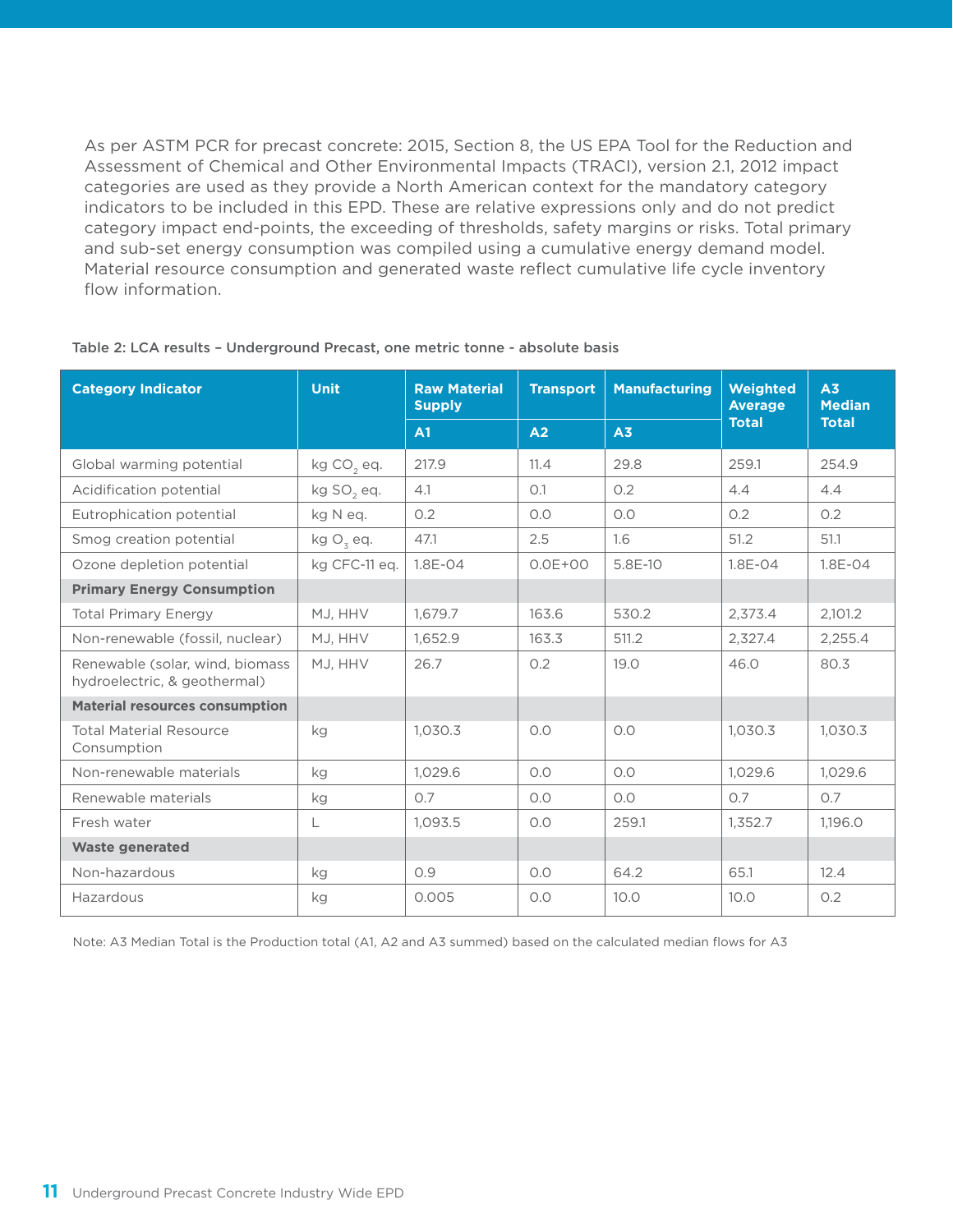As per ASTM PCR for precast concrete: 2015, Section 8, the US EPA Tool for the Reduction and Assessment of Chemical and Other Environmental Impacts (TRACI), version 2.1, 2012 impact categories are used as they provide a North American context for the mandatory category indicators to be included in this EPD. These are relative expressions only and do not predict category impact end-points, the exceeding of thresholds, safety margins or risks. Total primary and sub-set energy consumption was compiled using a cumulative energy demand model. Material resource consumption and generated waste reflect cumulative life cycle inventory flow information.

Table 2: LCA results – Underground Precast, one metric tonne - absolute basis

| Category Indicator | Unit | Raw Material Supply | Transport | Manufacturing | Weighted Average Total | A3 Median Total |
|---|---|---|---|---|---|---|
| | | A1 | A2 | A3 | | |
| Global warming potential | kg $CO_2$ eq. | 217.9 | 11.4 | 29.8 | 259.1 | 254.9 |
| Acidification potential | kg $SO_2$ eq. | 4.1 | 0.1 | 0.2 | 4.4 | 4.4 |
| Eutrophication potential | kg N eq. | 0.2 | 0.0 | 0.0 | 0.2 | 0.2 |
| Smog creation potential | kg $O_3$ eq. | 47.1 | 2.5 | 1.6 | 51.2 | 51.1 |
| Ozone depletion potential | kg CFC-11 eq. | 1.8E-04 | 0.0E+00 | 5.8E-10 | 1.8E-04 | 1.8E-04 |
| **Primary Energy Consumption** | | | | | | |
| Total Primary Energy | MJ, HHV | 1,679.7 | 163.6 | 530.2 | 2,373.4 | 2,101.2 |
| Non-renewable (fossil, nuclear) | MJ, HHV | 1,652.9 | 163.3 | 511.2 | 2,327.4 | 2,255.4 |
| Renewable (solar, wind, biomass hydroelectric, & geothermal) | MJ, HHV | 26.7 | 0.2 | 19.0 | 46.0 | 80.3 |
| **Material resources consumption** | | | | | | |
| Total Material Resource Consumption | kg | 1,030.3 | 0.0 | 0.0 | 1,030.3 | 1,030.3 |
| Non-renewable materials | kg | 1,029.6 | 0.0 | 0.0 | 1,029.6 | 1,029.6 |
| Renewable materials | kg | 0.7 | 0.0 | 0.0 | 0.7 | 0.7 |
| Fresh water | L | 1,093.5 | 0.0 | 259.1 | 1,352.7 | 1,196.0 |
| **Waste generated** | | | | | | |
| Non-hazardous | kg | 0.9 | 0.0 | 64.2 | 65.1 | 12.4 |
| Hazardous | kg | 0.005 | 0.0 | 10.0 | 10.0 | 0.2 |

Note: A3 Median Total is the Production total (A1, A2 and A3 summed) based on the calculated median flows for A3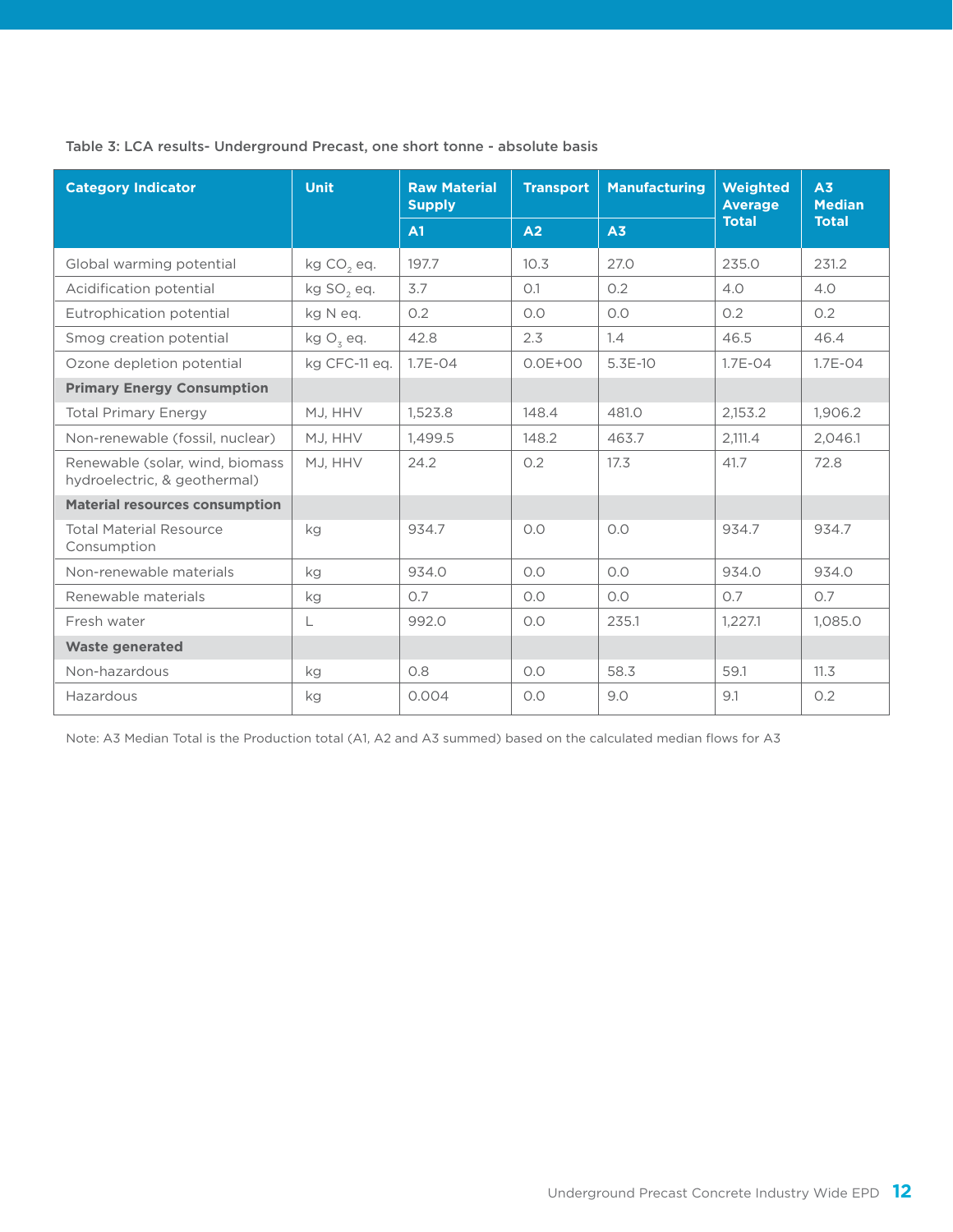Table 3: LCA results- Underground Precast, one short tonne - absolute basis

| Category Indicator | Unit | Raw Material Supply | Transport | Manufacturing | Weighted Average Total | A3 Median Total |
|---|---|---|---|---|---|---|
| | | A1 | A2 | A3 | | |
| Global warming potential | kg $CO_2$ eq. | 197.7 | 10.3 | 27.0 | 235.0 | 231.2 |
| Acidification potential | kg $SO_2$ eq. | 3.7 | 0.1 | 0.2 | 4.0 | 4.0 |
| Eutrophication potential | kg N eq. | 0.2 | 0.0 | 0.0 | 0.2 | 0.2 |
| Smog creation potential | kg $O_3$ eq. | 42.8 | 2.3 | 1.4 | 46.5 | 46.4 |
| Ozone depletion potential | kg CFC-11 eq. | 1.7E-04 | 0.0E+00 | 5.3E-10 | 1.7E-04 | 1.7E-04 |
| **Primary Energy Consumption** | | | | | | |
| Total Primary Energy | MJ, HHV | 1,523.8 | 148.4 | 481.0 | 2,153.2 | 1,906.2 |
| Non-renewable (fossil, nuclear) | MJ, HHV | 1,499.5 | 148.2 | 463.7 | 2,111.4 | 2,046.1 |
| Renewable (solar, wind, biomass hydroelectric, & geothermal) | MJ, HHV | 24.2 | 0.2 | 17.3 | 41.7 | 72.8 |
| **Material resources consumption** | | | | | | |
| Total Material Resource Consumption | kg | 934.7 | 0.0 | 0.0 | 934.7 | 934.7 |
| Non-renewable materials | kg | 934.0 | 0.0 | 0.0 | 934.0 | 934.0 |
| Renewable materials | kg | 0.7 | 0.0 | 0.0 | 0.7 | 0.7 |
| Fresh water | L | 992.0 | 0.0 | 235.1 | 1,227.1 | 1,085.0 |
| **Waste generated** | | | | | | |
| Non-hazardous | kg | 0.8 | 0.0 | 58.3 | 59.1 | 11.3 |
| Hazardous | kg | 0.004 | 0.0 | 9.0 | 9.1 | 0.2 |

Note: A3 Median Total is the Production total (A1, A2 and A3 summed) based on the calculated median flows for A3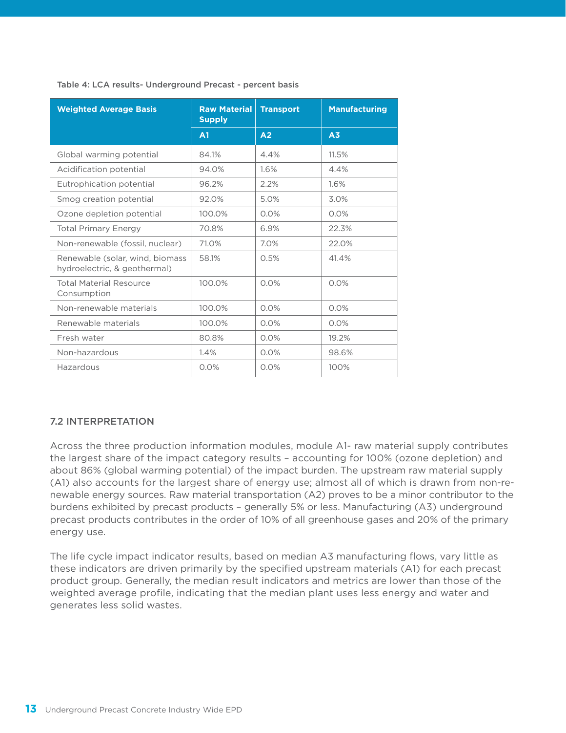Table 4: LCA results- Underground Precast - percent basis

| Weighted Average Basis | Raw Material Supply | Transport | Manufacturing |
|---|---|---|---|
| | A1 | A2 | A3 |
| Global warming potential | 84.1% | 4.4% | 11.5% |
| Acidification potential | 94.0% | 1.6% | 4.4% |
| Eutrophication potential | 96.2% | 2.2% | 1.6% |
| Smog creation potential | 92.0% | 5.0% | 3.0% |
| Ozone depletion potential | 100.0% | 0.0% | 0.0% |
| Total Primary Energy | 70.8% | 6.9% | 22.3% |
| Non-renewable (fossil, nuclear) | 71.0% | 7.0% | 22.0% |
| Renewable (solar, wind, biomass hydroelectric, & geothermal) | 58.1% | 0.5% | 41.4% |
| Total Material Resource Consumption | 100.0% | 0.0% | 0.0% |
| Non-renewable materials | 100.0% | 0.0% | 0.0% |
| Renewable materials | 100.0% | 0.0% | 0.0% |
| Fresh water | 80.8% | 0.0% | 19.2% |
| Non-hazardous | 1.4% | 0.0% | 98.6% |
| Hazardous | 0.0% | 0.0% | 100% |

## 7.2 INTERPRETATION

Across the three production information modules, module A1- raw material supply contributes the largest share of the impact category results – accounting for 100% (ozone depletion) and about 86% (global warming potential) of the impact burden. The upstream raw material supply (A1) also accounts for the largest share of energy use; almost all of which is drawn from non-renewable energy sources. Raw material transportation (A2) proves to be a minor contributor to the burdens exhibited by precast products – generally 5% or less. Manufacturing (A3) underground precast products contributes in the order of 10% of all greenhouse gases and 20% of the primary energy use.

The life cycle impact indicator results, based on median A3 manufacturing flows, vary little as these indicators are driven primarily by the specified upstream materials (A1) for each precast product group. Generally, the median result indicators and metrics are lower than those of the weighted average profile, indicating that the median plant uses less energy and water and generates less solid wastes.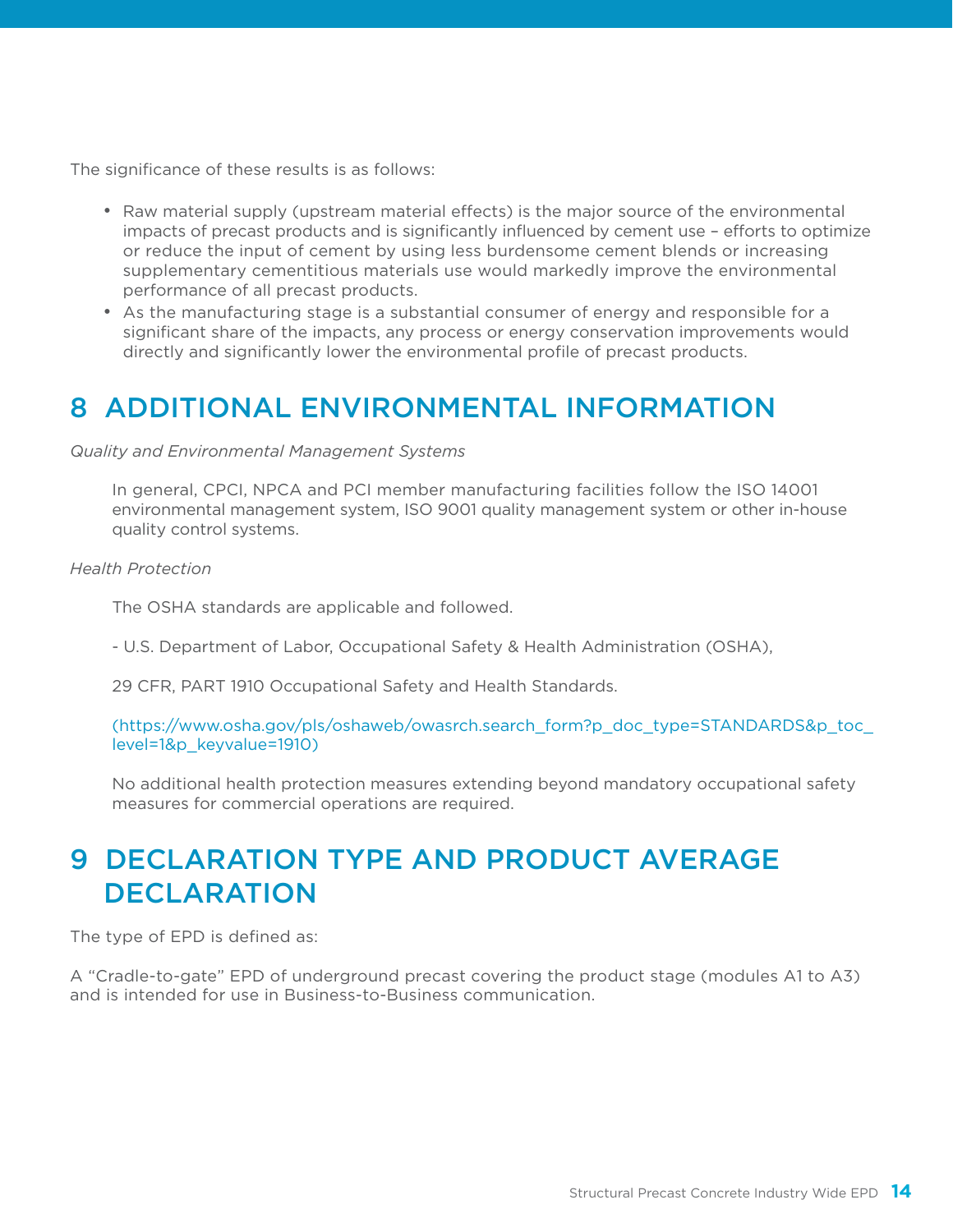The significance of these results is as follows:

- Raw material supply (upstream material effects) is the major source of the environmental impacts of precast products and is significantly influenced by cement use – efforts to optimize or reduce the input of cement by using less burdensome cement blends or increasing supplementary cementitious materials use would markedly improve the environmental performance of all precast products.
- As the manufacturing stage is a substantial consumer of energy and responsible for a significant share of the impacts, any process or energy conservation improvements would directly and significantly lower the environmental profile of precast products.

# 8 ADDITIONAL ENVIRONMENTAL INFORMATION

*Quality and Environmental Management Systems*

In general, CPCI, NPCA and PCI member manufacturing facilities follow the ISO 14001 environmental management system, ISO 9001 quality management system or other in-house quality control systems.

*Health Protection*

The OSHA standards are applicable and followed.

- U.S. Department of Labor, Occupational Safety & Health Administration (OSHA),

29 CFR, PART 1910 Occupational Safety and Health Standards.

(https://www.osha.gov/pls/oshaweb/owasrch.search_form?p_doc_type=STANDARDS&p_toc_level=1&p_keyvalue=1910)

No additional health protection measures extending beyond mandatory occupational safety measures for commercial operations are required.

# 9 DECLARATION TYPE AND PRODUCT AVERAGE DECLARATION

The type of EPD is defined as:

A “Cradle-to-gate” EPD of underground precast covering the product stage (modules A1 to A3) and is intended for use in Business-to-Business communication.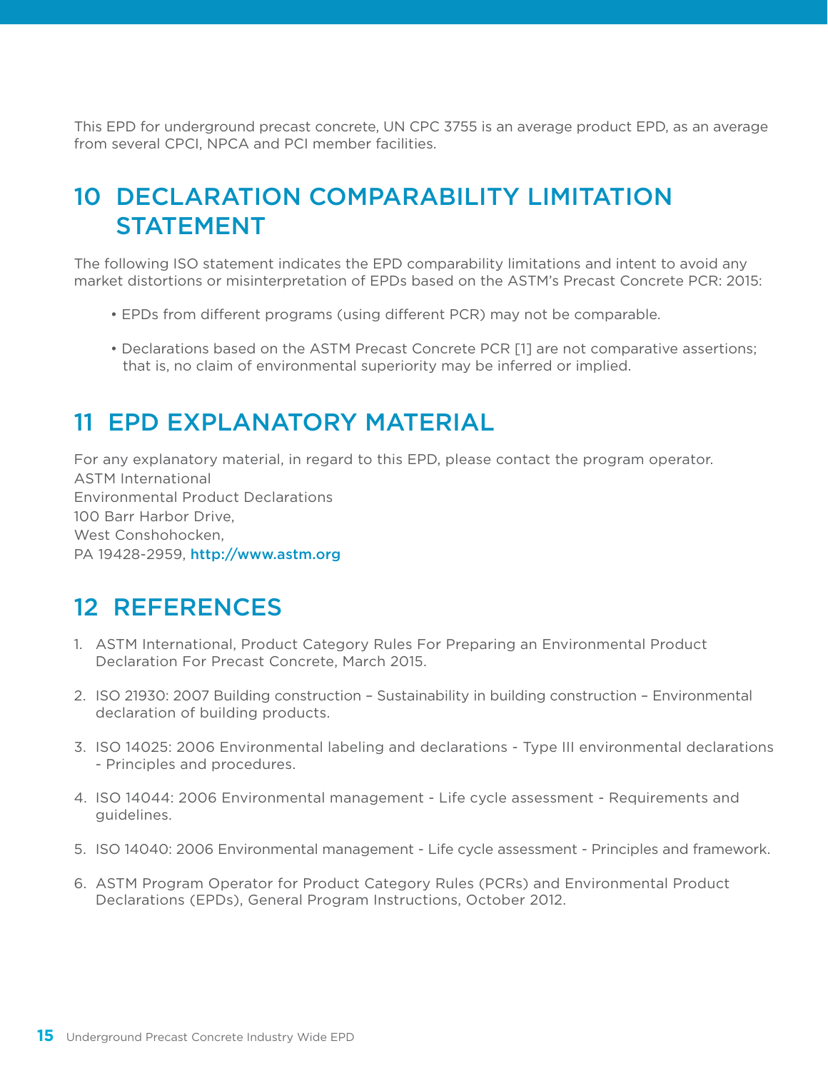This EPD for underground precast concrete, UN CPC 3755 is an average product EPD, as an average from several CPCI, NPCA and PCI member facilities.

## 10 DECLARATION COMPARABILITY LIMITATION STATEMENT

The following ISO statement indicates the EPD comparability limitations and intent to avoid any market distortions or misinterpretation of EPDs based on the ASTM's Precast Concrete PCR: 2015:

- EPDs from different programs (using different PCR) may not be comparable.
- Declarations based on the ASTM Precast Concrete PCR [1] are not comparative assertions; that is, no claim of environmental superiority may be inferred or implied.

## 11 EPD EXPLANATORY MATERIAL

For any explanatory material, in regard to this EPD, please contact the program operator.
ASTM International
Environmental Product Declarations
100 Barr Harbor Drive,
West Conshohocken,
PA 19428-2959, http://www.astm.org

## 12 REFERENCES

1. ASTM International, Product Category Rules For Preparing an Environmental Product Declaration For Precast Concrete, March 2015.
2. ISO 21930: 2007 Building construction – Sustainability in building construction – Environmental declaration of building products.
3. ISO 14025: 2006 Environmental labeling and declarations - Type III environmental declarations - Principles and procedures.
4. ISO 14044: 2006 Environmental management - Life cycle assessment - Requirements and guidelines.
5. ISO 14040: 2006 Environmental management - Life cycle assessment - Principles and framework.
6. ASTM Program Operator for Product Category Rules (PCRs) and Environmental Product Declarations (EPDs), General Program Instructions, October 2012.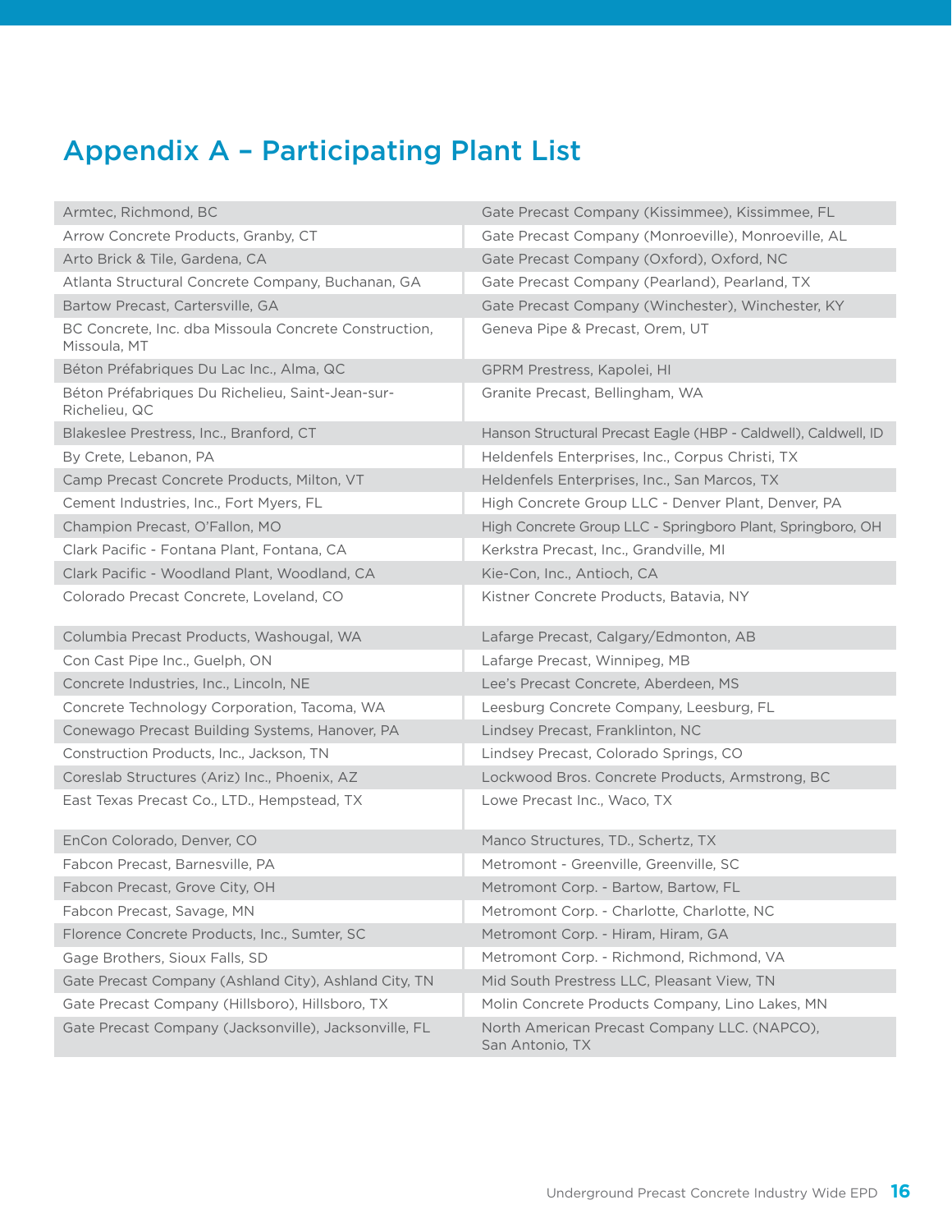# Appendix A – Participating Plant List

| | |
|---|---|
| Armtec, Richmond, BC | Gate Precast Company (Kissimmee), Kissimmee, FL |
| Arrow Concrete Products, Granby, CT | Gate Precast Company (Monroeville), Monroeville, AL |
| Arto Brick & Tile, Gardena, CA | Gate Precast Company (Oxford), Oxford, NC |
| Atlanta Structural Concrete Company, Buchanan, GA | Gate Precast Company (Pearland), Pearland, TX |
| Bartow Precast, Cartersville, GA | Gate Precast Company (Winchester), Winchester, KY |
| BC Concrete, Inc. dba Missoula Concrete Construction, Missoula, MT | Geneva Pipe & Precast, Orem, UT |
| Béton Préfabriques Du Lac Inc., Alma, QC | GPRM Prestress, Kapolei, HI |
| Béton Préfabriques Du Richelieu, Saint-Jean-sur-Richelieu, QC | Granite Precast, Bellingham, WA |
| Blakeslee Prestress, Inc., Branford, CT | Hanson Structural Precast Eagle (HBP - Caldwell), Caldwell, ID |
| By Crete, Lebanon, PA | Heldenfels Enterprises, Inc., Corpus Christi, TX |
| Camp Precast Concrete Products, Milton, VT | Heldenfels Enterprises, Inc., San Marcos, TX |
| Cement Industries, Inc., Fort Myers, FL | High Concrete Group LLC - Denver Plant, Denver, PA |
| Champion Precast, O'Fallon, MO | High Concrete Group LLC - Springboro Plant, Springboro, OH |
| Clark Pacific - Fontana Plant, Fontana, CA | Kerkstra Precast, Inc., Grandville, MI |
| Clark Pacific - Woodland Plant, Woodland, CA | Kie-Con, Inc., Antioch, CA |
| Colorado Precast Concrete, Loveland, CO | Kistner Concrete Products, Batavia, NY |
| Columbia Precast Products, Washougal, WA | Lafarge Precast, Calgary/Edmonton, AB |
| Con Cast Pipe Inc., Guelph, ON | Lafarge Precast, Winnipeg, MB |
| Concrete Industries, Inc., Lincoln, NE | Lee's Precast Concrete, Aberdeen, MS |
| Concrete Technology Corporation, Tacoma, WA | Leesburg Concrete Company, Leesburg, FL |
| Conewago Precast Building Systems, Hanover, PA | Lindsey Precast, Franklinton, NC |
| Construction Products, Inc., Jackson, TN | Lindsey Precast, Colorado Springs, CO |
| Coreslab Structures (Ariz) Inc., Phoenix, AZ | Lockwood Bros. Concrete Products, Armstrong, BC |
| East Texas Precast Co., LTD., Hempstead, TX | Lowe Precast Inc., Waco, TX |
| EnCon Colorado, Denver, CO | Manco Structures, TD., Schertz, TX |
| Fabcon Precast, Barnesville, PA | Metromont - Greenville, Greenville, SC |
| Fabcon Precast, Grove City, OH | Metromont Corp. - Bartow, Bartow, FL |
| Fabcon Precast, Savage, MN | Metromont Corp. - Charlotte, Charlotte, NC |
| Florence Concrete Products, Inc., Sumter, SC | Metromont Corp. - Hiram, Hiram, GA |
| Gage Brothers, Sioux Falls, SD | Metromont Corp. - Richmond, Richmond, VA |
| Gate Precast Company (Ashland City), Ashland City, TN | Mid South Prestress LLC, Pleasant View, TN |
| Gate Precast Company (Hillsboro), Hillsboro, TX | Molin Concrete Products Company, Lino Lakes, MN |
| Gate Precast Company (Jacksonville), Jacksonville, FL | North American Precast Company LLC. (NAPCO), San Antonio, TX |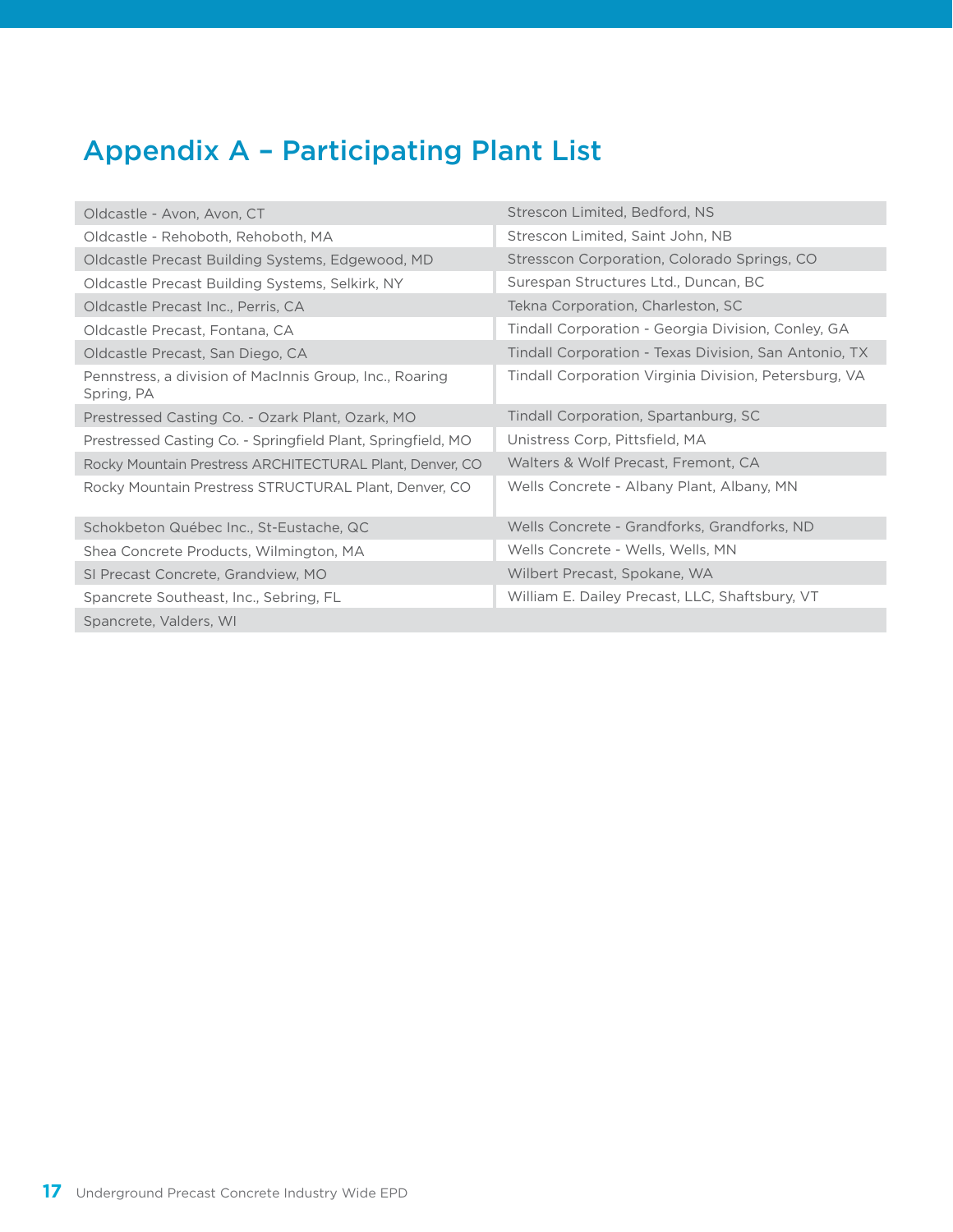# Appendix A – Participating Plant List

| | |
|---|---|
| Oldcastle - Avon, Avon, CT | Strescon Limited, Bedford, NS |
| Oldcastle - Rehoboth, Rehoboth, MA | Strescon Limited, Saint John, NB |
| Oldcastle Precast Building Systems, Edgewood, MD | Stresscon Corporation, Colorado Springs, CO |
| Oldcastle Precast Building Systems, Selkirk, NY | Surespan Structures Ltd., Duncan, BC |
| Oldcastle Precast Inc., Perris, CA | Tekna Corporation, Charleston, SC |
| Oldcastle Precast, Fontana, CA | Tindall Corporation - Georgia Division, Conley, GA |
| Oldcastle Precast, San Diego, CA | Tindall Corporation - Texas Division, San Antonio, TX |
| Pennstress, a division of MacInnis Group, Inc., Roaring Spring, PA | Tindall Corporation Virginia Division, Petersburg, VA |
| Prestressed Casting Co. - Ozark Plant, Ozark, MO | Tindall Corporation, Spartanburg, SC |
| Prestressed Casting Co. - Springfield Plant, Springfield, MO | Unistress Corp, Pittsfield, MA |
| Rocky Mountain Prestress ARCHITECTURAL Plant, Denver, CO | Walters & Wolf Precast, Fremont, CA |
| Rocky Mountain Prestress STRUCTURAL Plant, Denver, CO | Wells Concrete - Albany Plant, Albany, MN |
| Schokbeton Québec Inc., St-Eustache, QC | Wells Concrete - Grandforks, Grandforks, ND |
| Shea Concrete Products, Wilmington, MA | Wells Concrete - Wells, Wells, MN |
| SI Precast Concrete, Grandview, MO | Wilbert Precast, Spokane, WA |
| Spancrete Southeast, Inc., Sebring, FL | William E. Dailey Precast, LLC, Shaftsbury, VT |
| Spancrete, Valders, WI | |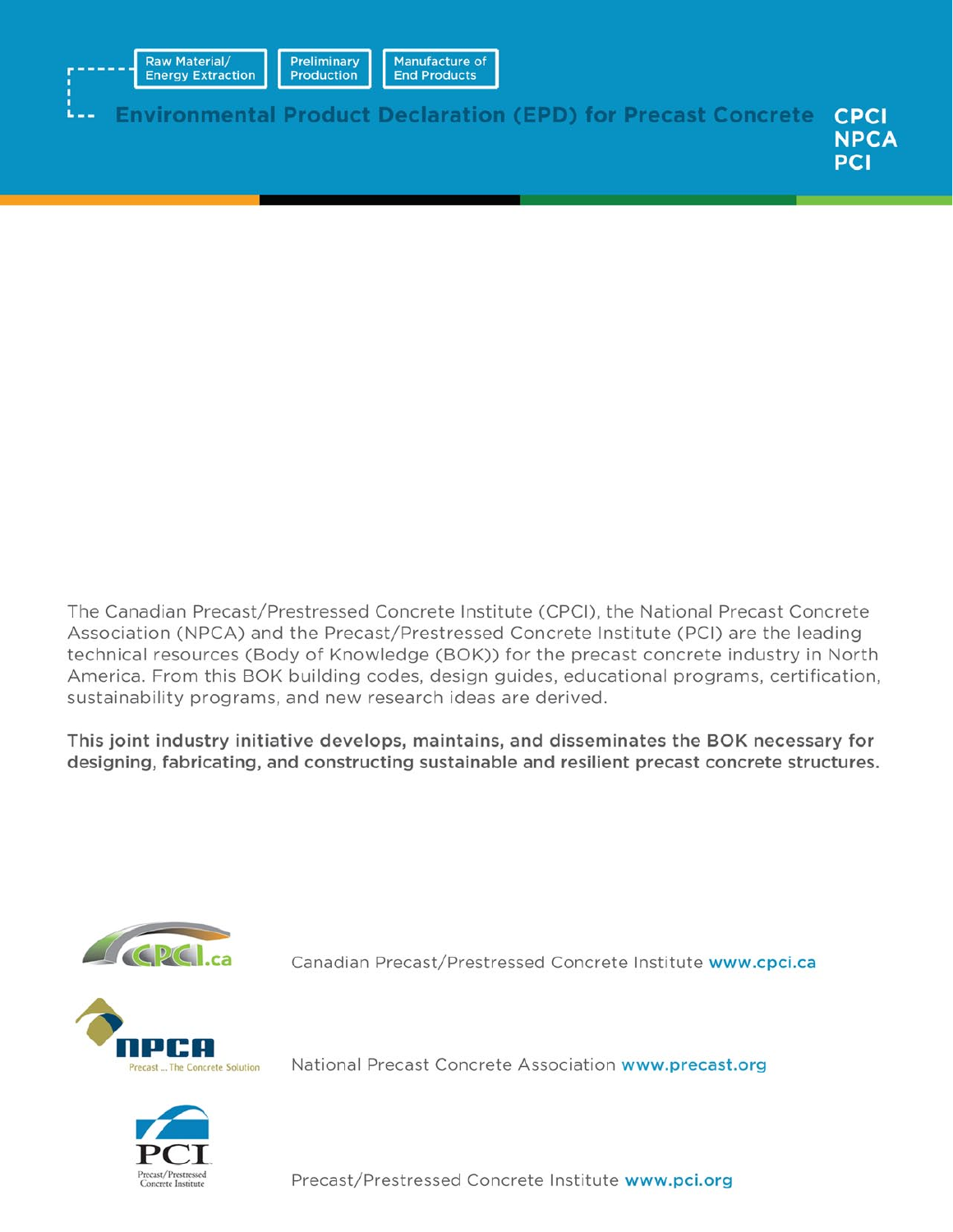Raw Material/ Energy Extraction

Preliminary Production

Manufacture of End Products

# Environmental Product Declaration (EPD) for Precast Concrete

CPCI
NPCA
PCI

The Canadian Precast/Prestressed Concrete Institute (CPCI), the National Precast Concrete Association (NPCA) and the Precast/Prestressed Concrete Institute (PCI) are the leading technical resources (Body of Knowledge (BOK)) for the precast concrete industry in North America. From this BOK building codes, design guides, educational programs, certification, sustainability programs, and new research ideas are derived.

**This joint industry initiative develops, maintains, and disseminates the BOK necessary for designing, fabricating, and constructing sustainable and resilient precast concrete structures.**

Canadian Precast/Prestressed Concrete Institute **www.cpci.ca**

National Precast Concrete Association **www.precast.org**

Precast/Prestressed Concrete Institute **www.pci.org**